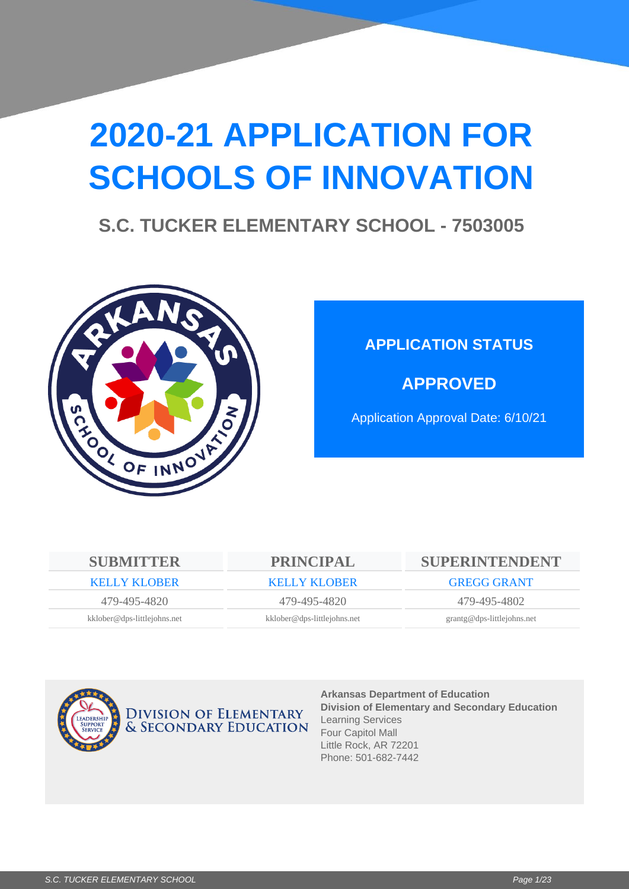# 2020-21 APPLICATION FOR SCHOOLS OF INNOVATION

## S.C. TUCKER ELEMENTARY SCHOOL - 7503005

**APPLICATION STATUS**

**APPROVED**

Application Approval Date: 6/10/21

| SUBMITTER | PRINCIPAL | SUPERINTENDENT |
|---|---|---|
| KELLY KLOBER | KELLY KLOBER | GREGG GRANT |
| 479-495-4820 | 479-495-4820 | 479-495-4802 |
| kklober@dps-littlejohns.net | kklober@dps-littlejohns.net | grantg@dps-littlejohns.net |

DIVISION OF ELEMENTARY & SECONDARY EDUCATION

**Arkansas Department of Education**
**Division of Elementary and Secondary Education**
Learning Services
Four Capitol Mall
Little Rock, AR 72201
Phone: 501-682-7442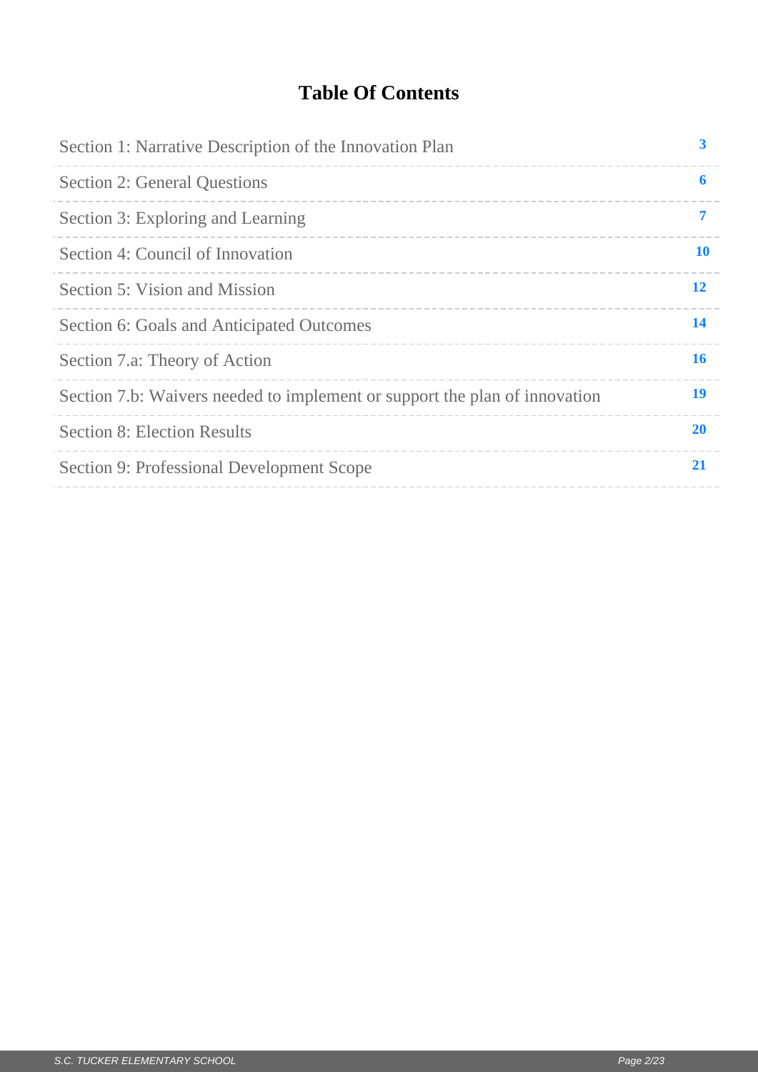# Table Of Contents

| Section | Page |
|---|---|
| Section 1: Narrative Description of the Innovation Plan | 3 |
| Section 2: General Questions | 6 |
| Section 3: Exploring and Learning | 7 |
| Section 4: Council of Innovation | 10 |
| Section 5: Vision and Mission | 12 |
| Section 6: Goals and Anticipated Outcomes | 14 |
| Section 7.a: Theory of Action | 16 |
| Section 7.b: Waivers needed to implement or support the plan of innovation | 19 |
| Section 8: Election Results | 20 |
| Section 9: Professional Development Scope | 21 |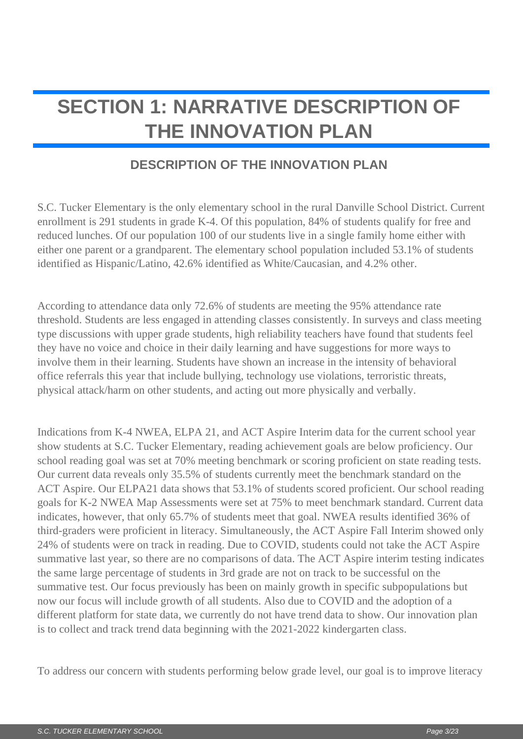# SECTION 1: NARRATIVE DESCRIPTION OF THE INNOVATION PLAN

## DESCRIPTION OF THE INNOVATION PLAN

S.C. Tucker Elementary is the only elementary school in the rural Danville School District. Current enrollment is 291 students in grade K-4. Of this population, 84% of students qualify for free and reduced lunches. Of our population 100 of our students live in a single family home either with either one parent or a grandparent. The elementary school population included 53.1% of students identified as Hispanic/Latino, 42.6% identified as White/Caucasian, and 4.2% other.

According to attendance data only 72.6% of students are meeting the 95% attendance rate threshold. Students are less engaged in attending classes consistently. In surveys and class meeting type discussions with upper grade students, high reliability teachers have found that students feel they have no voice and choice in their daily learning and have suggestions for more ways to involve them in their learning. Students have shown an increase in the intensity of behavioral office referrals this year that include bullying, technology use violations, terroristic threats, physical attack/harm on other students, and acting out more physically and verbally.

Indications from K-4 NWEA, ELPA 21, and ACT Aspire Interim data for the current school year show students at S.C. Tucker Elementary, reading achievement goals are below proficiency. Our school reading goal was set at 70% meeting benchmark or scoring proficient on state reading tests. Our current data reveals only 35.5% of students currently meet the benchmark standard on the ACT Aspire. Our ELPA21 data shows that 53.1% of students scored proficient. Our school reading goals for K-2 NWEA Map Assessments were set at 75% to meet benchmark standard. Current data indicates, however, that only 65.7% of students meet that goal. NWEA results identified 36% of third-graders were proficient in literacy. Simultaneously, the ACT Aspire Fall Interim showed only 24% of students were on track in reading. Due to COVID, students could not take the ACT Aspire summative last year, so there are no comparisons of data. The ACT Aspire interim testing indicates the same large percentage of students in 3rd grade are not on track to be successful on the summative test. Our focus previously has been on mainly growth in specific subpopulations but now our focus will include growth of all students. Also due to COVID and the adoption of a different platform for state data, we currently do not have trend data to show. Our innovation plan is to collect and track trend data beginning with the 2021-2022 kindergarten class.

To address our concern with students performing below grade level, our goal is to improve literacy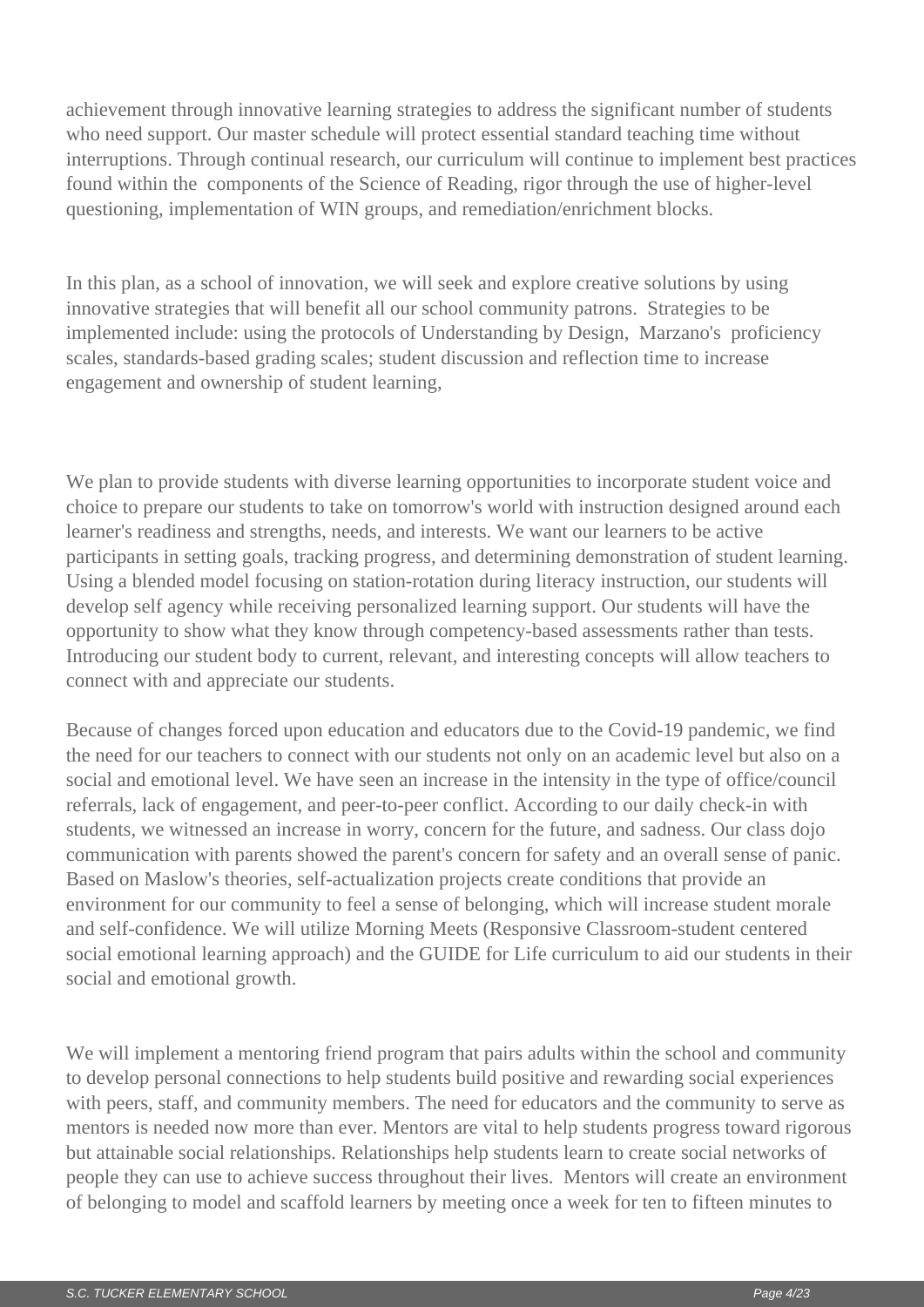achievement through innovative learning strategies to address the significant number of students who need support. Our master schedule will protect essential standard teaching time without interruptions. Through continual research, our curriculum will continue to implement best practices found within the components of the Science of Reading, rigor through the use of higher-level questioning, implementation of WIN groups, and remediation/enrichment blocks.

In this plan, as a school of innovation, we will seek and explore creative solutions by using innovative strategies that will benefit all our school community patrons. Strategies to be implemented include: using the protocols of Understanding by Design, Marzano's proficiency scales, standards-based grading scales; student discussion and reflection time to increase engagement and ownership of student learning,

We plan to provide students with diverse learning opportunities to incorporate student voice and choice to prepare our students to take on tomorrow's world with instruction designed around each learner's readiness and strengths, needs, and interests. We want our learners to be active participants in setting goals, tracking progress, and determining demonstration of student learning. Using a blended model focusing on station-rotation during literacy instruction, our students will develop self agency while receiving personalized learning support. Our students will have the opportunity to show what they know through competency-based assessments rather than tests. Introducing our student body to current, relevant, and interesting concepts will allow teachers to connect with and appreciate our students.

Because of changes forced upon education and educators due to the Covid-19 pandemic, we find the need for our teachers to connect with our students not only on an academic level but also on a social and emotional level. We have seen an increase in the intensity in the type of office/council referrals, lack of engagement, and peer-to-peer conflict. According to our daily check-in with students, we witnessed an increase in worry, concern for the future, and sadness. Our class dojo communication with parents showed the parent's concern for safety and an overall sense of panic. Based on Maslow's theories, self-actualization projects create conditions that provide an environment for our community to feel a sense of belonging, which will increase student morale and self-confidence. We will utilize Morning Meets (Responsive Classroom-student centered social emotional learning approach) and the GUIDE for Life curriculum to aid our students in their social and emotional growth.

We will implement a mentoring friend program that pairs adults within the school and community to develop personal connections to help students build positive and rewarding social experiences with peers, staff, and community members. The need for educators and the community to serve as mentors is needed now more than ever. Mentors are vital to help students progress toward rigorous but attainable social relationships. Relationships help students learn to create social networks of people they can use to achieve success throughout their lives. Mentors will create an environment of belonging to model and scaffold learners by meeting once a week for ten to fifteen minutes to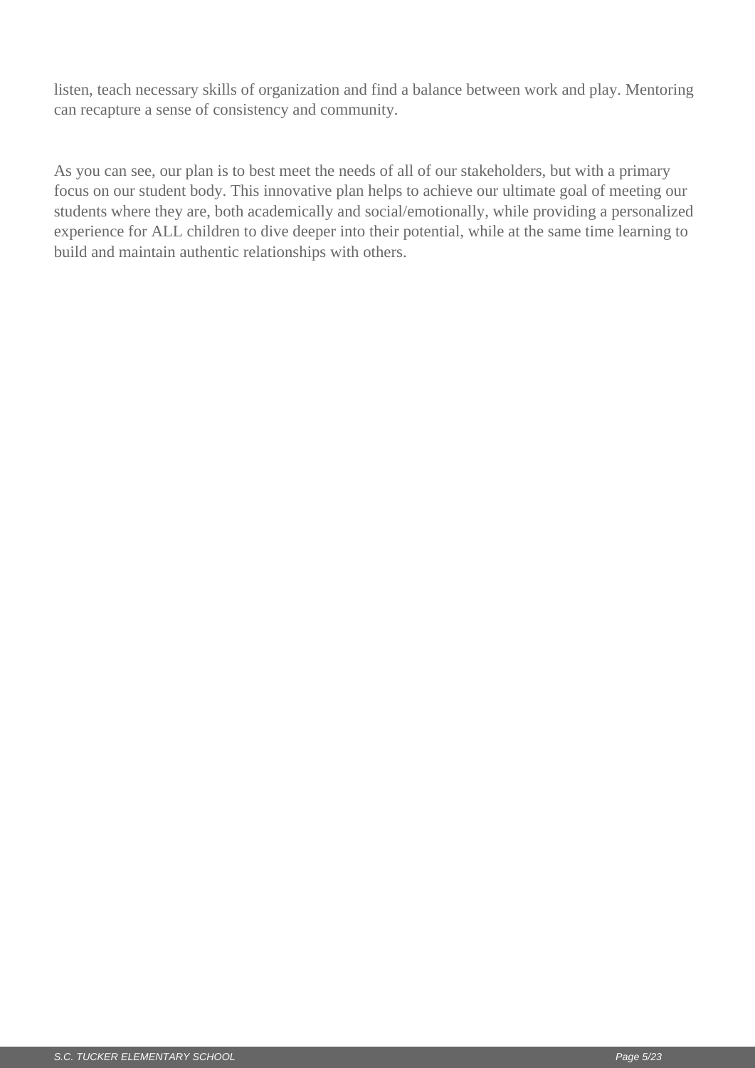listen, teach necessary skills of organization and find a balance between work and play. Mentoring can recapture a sense of consistency and community.

As you can see, our plan is to best meet the needs of all of our stakeholders, but with a primary focus on our student body. This innovative plan helps to achieve our ultimate goal of meeting our students where they are, both academically and social/emotionally, while providing a personalized experience for ALL children to dive deeper into their potential, while at the same time learning to build and maintain authentic relationships with others.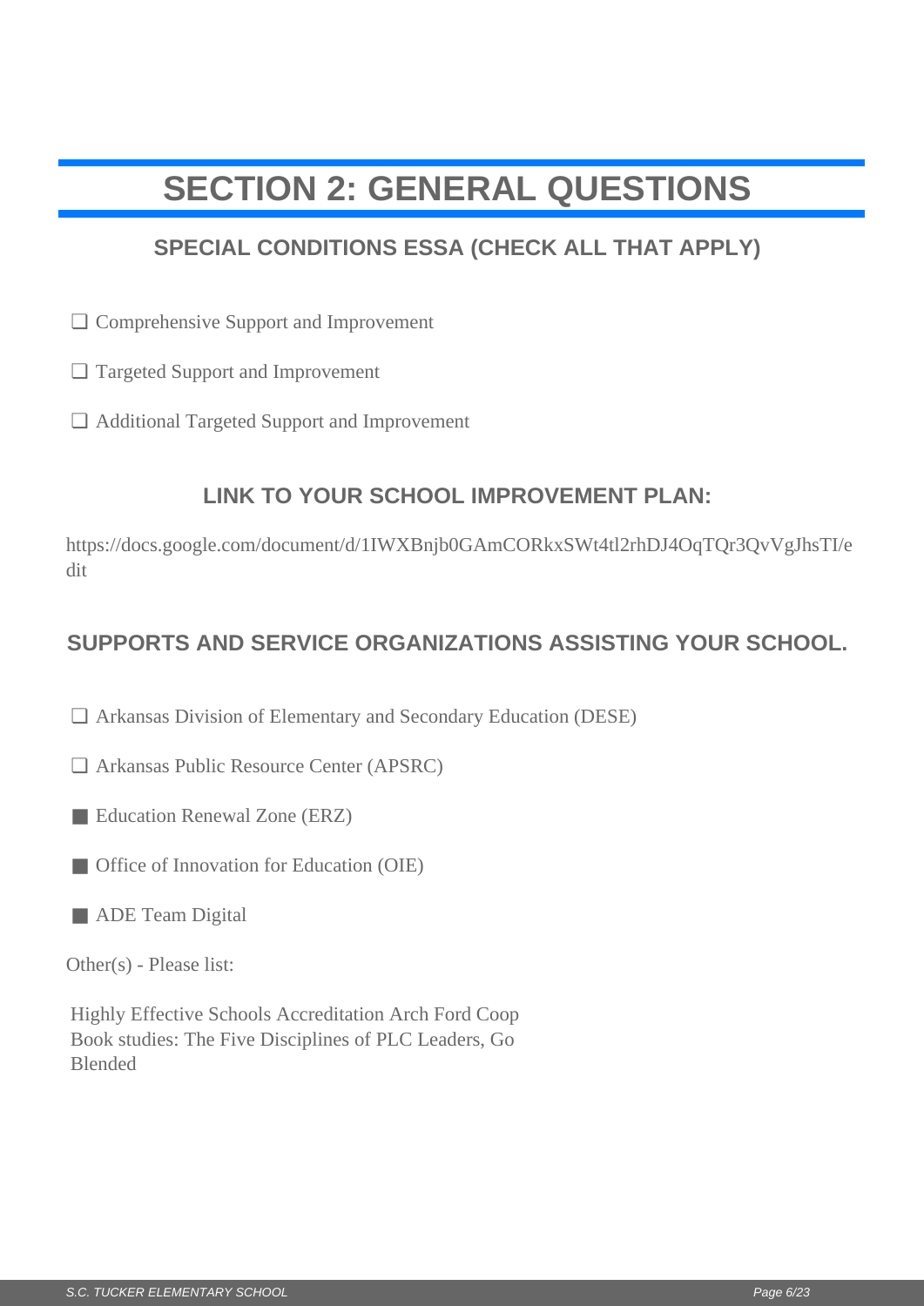# SECTION 2: GENERAL QUESTIONS

## SPECIAL CONDITIONS ESSA (CHECK ALL THAT APPLY)

- [ ] Comprehensive Support and Improvement
- [ ] Targeted Support and Improvement
- [ ] Additional Targeted Support and Improvement

## LINK TO YOUR SCHOOL IMPROVEMENT PLAN:

https://docs.google.com/document/d/1IWXBnjb0GAmCORkxSWt4tl2rhDJ4OqTQr3QvVgJhsTI/edit

## SUPPORTS AND SERVICE ORGANIZATIONS ASSISTING YOUR SCHOOL.

- [ ] Arkansas Division of Elementary and Secondary Education (DESE)
- [ ] Arkansas Public Resource Center (APSRC)
- [x] Education Renewal Zone (ERZ)
- [x] Office of Innovation for Education (OIE)
- [x] ADE Team Digital

Other(s) - Please list:

Highly Effective Schools Accreditation Arch Ford Coop
Book studies: The Five Disciplines of PLC Leaders, Go Blended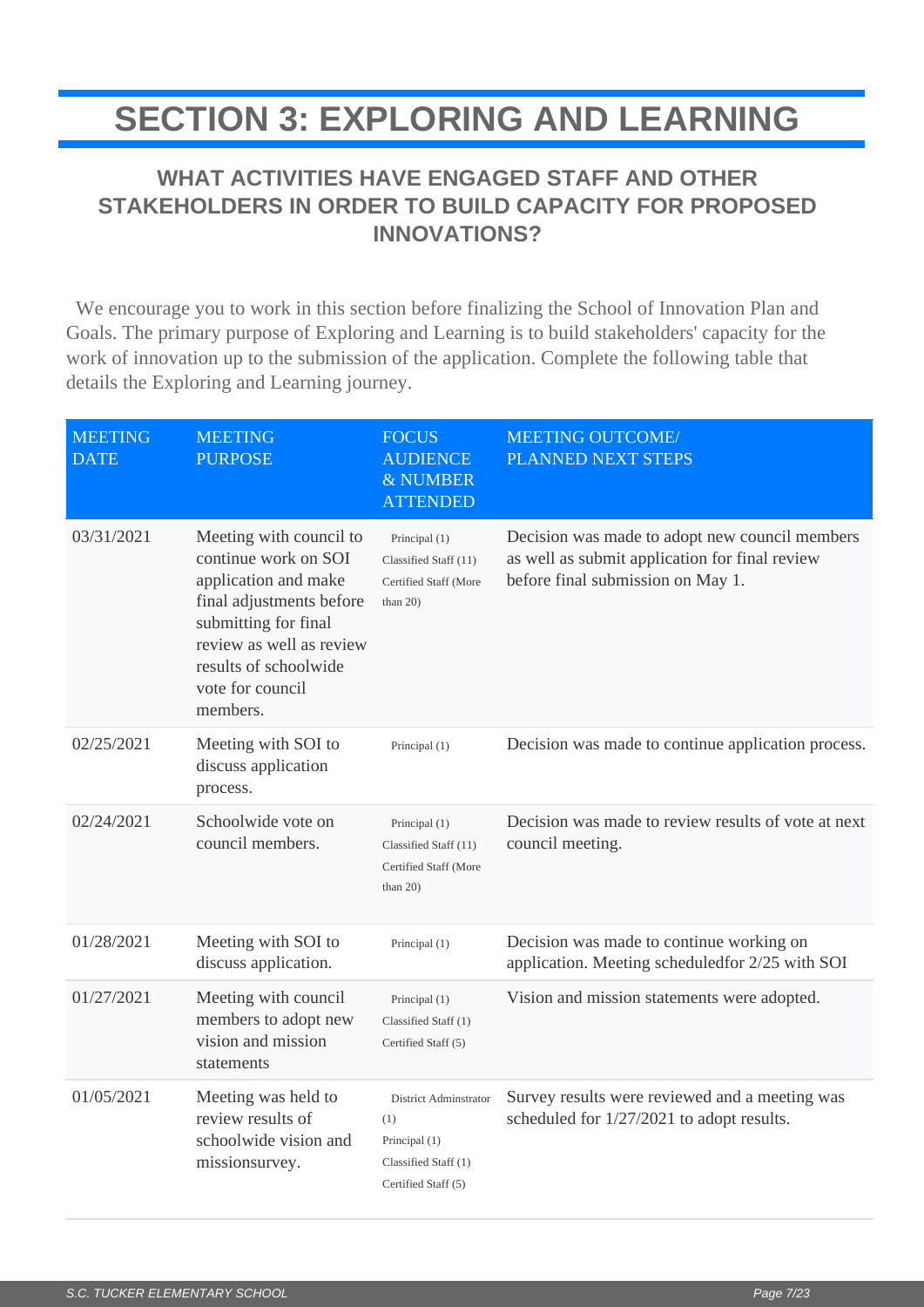# SECTION 3: EXPLORING AND LEARNING

## WHAT ACTIVITIES HAVE ENGAGED STAFF AND OTHER STAKEHOLDERS IN ORDER TO BUILD CAPACITY FOR PROPOSED INNOVATIONS?

We encourage you to work in this section before finalizing the School of Innovation Plan and Goals. The primary purpose of Exploring and Learning is to build stakeholders' capacity for the work of innovation up to the submission of the application. Complete the following table that details the Exploring and Learning journey.

| MEETING DATE | MEETING PURPOSE | FOCUS AUDIENCE & NUMBER ATTENDED | MEETING OUTCOME/ PLANNED NEXT STEPS |
|---|---|---|---|
| 03/31/2021 | Meeting with council to continue work on SOI application and make final adjustments before submitting for final review as well as review results of schoolwide vote for council members. | Principal (1) Classified Staff (11) Certified Staff (More than 20) | Decision was made to adopt new council members as well as submit application for final review before final submission on May 1. |
| 02/25/2021 | Meeting with SOI to discuss application process. | Principal (1) | Decision was made to continue application process. |
| 02/24/2021 | Schoolwide vote on council members. | Principal (1) Classified Staff (11) Certified Staff (More than 20) | Decision was made to review results of vote at next council meeting. |
| 01/28/2021 | Meeting with SOI to discuss application. | Principal (1) | Decision was made to continue working on application. Meeting scheduledfor 2/25 with SOI |
| 01/27/2021 | Meeting with council members to adopt new vision and mission statements | Principal (1) Classified Staff (1) Certified Staff (5) | Vision and mission statements were adopted. |
| 01/05/2021 | Meeting was held to review results of schoolwide vision and missionsurvey. | District Adminstrator (1) Principal (1) Classified Staff (1) Certified Staff (5) | Survey results were reviewed and a meeting was scheduled for 1/27/2021 to adopt results. |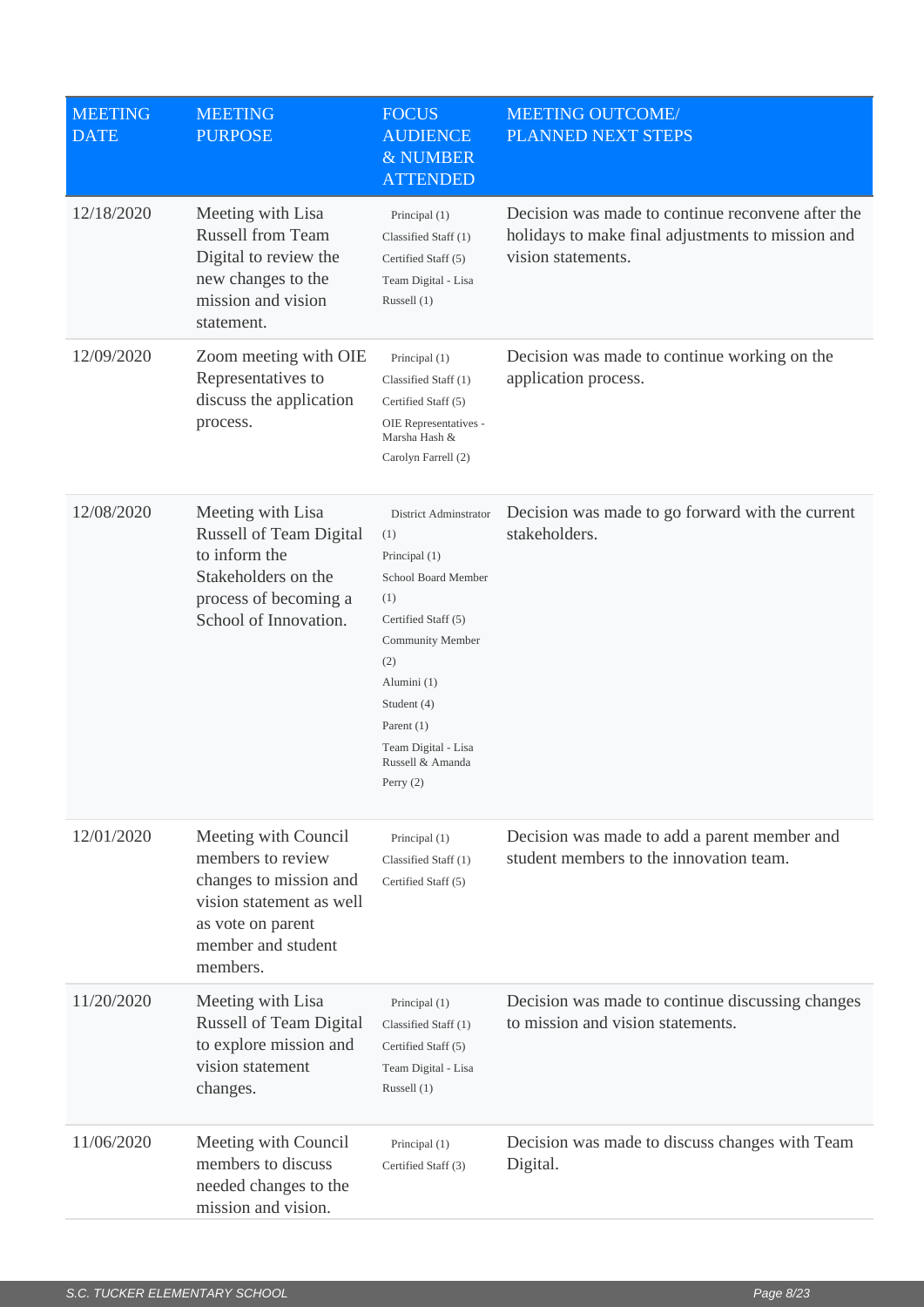| MEETING DATE | MEETING PURPOSE | FOCUS AUDIENCE & NUMBER ATTENDED | MEETING OUTCOME/ PLANNED NEXT STEPS |
|---|---|---|---|
| 12/18/2020 | Meeting with Lisa Russell from Team Digital to review the new changes to the mission and vision statement. | Principal (1)<br>Classified Staff (1)<br>Certified Staff (5)<br>Team Digital - Lisa Russell (1) | Decision was made to continue reconvene after the holidays to make final adjustments to mission and vision statements. |
| 12/09/2020 | Zoom meeting with OIE Representatives to discuss the application process. | Principal (1)<br>Classified Staff (1)<br>Certified Staff (5)<br>OIE Representatives - Marsha Hash & Carolyn Farrell (2) | Decision was made to continue working on the application process. |
| 12/08/2020 | Meeting with Lisa Russell of Team Digital to inform the Stakeholders on the process of becoming a School of Innovation. | District Adminstrator (1)<br>Principal (1)<br>School Board Member (1)<br>Certified Staff (5)<br>Community Member (2)<br>Alumini (1)<br>Student (4)<br>Parent (1)<br>Team Digital - Lisa Russell & Amanda Perry (2) | Decision was made to go forward with the current stakeholders. |
| 12/01/2020 | Meeting with Council members to review changes to mission and vision statement as well as vote on parent member and student members. | Principal (1)<br>Classified Staff (1)<br>Certified Staff (5) | Decision was made to add a parent member and student members to the innovation team. |
| 11/20/2020 | Meeting with Lisa Russell of Team Digital to explore mission and vision statement changes. | Principal (1)<br>Classified Staff (1)<br>Certified Staff (5)<br>Team Digital - Lisa Russell (1) | Decision was made to continue discussing changes to mission and vision statements. |
| 11/06/2020 | Meeting with Council members to discuss needed changes to the mission and vision. | Principal (1)<br>Certified Staff (3) | Decision was made to discuss changes with Team Digital. |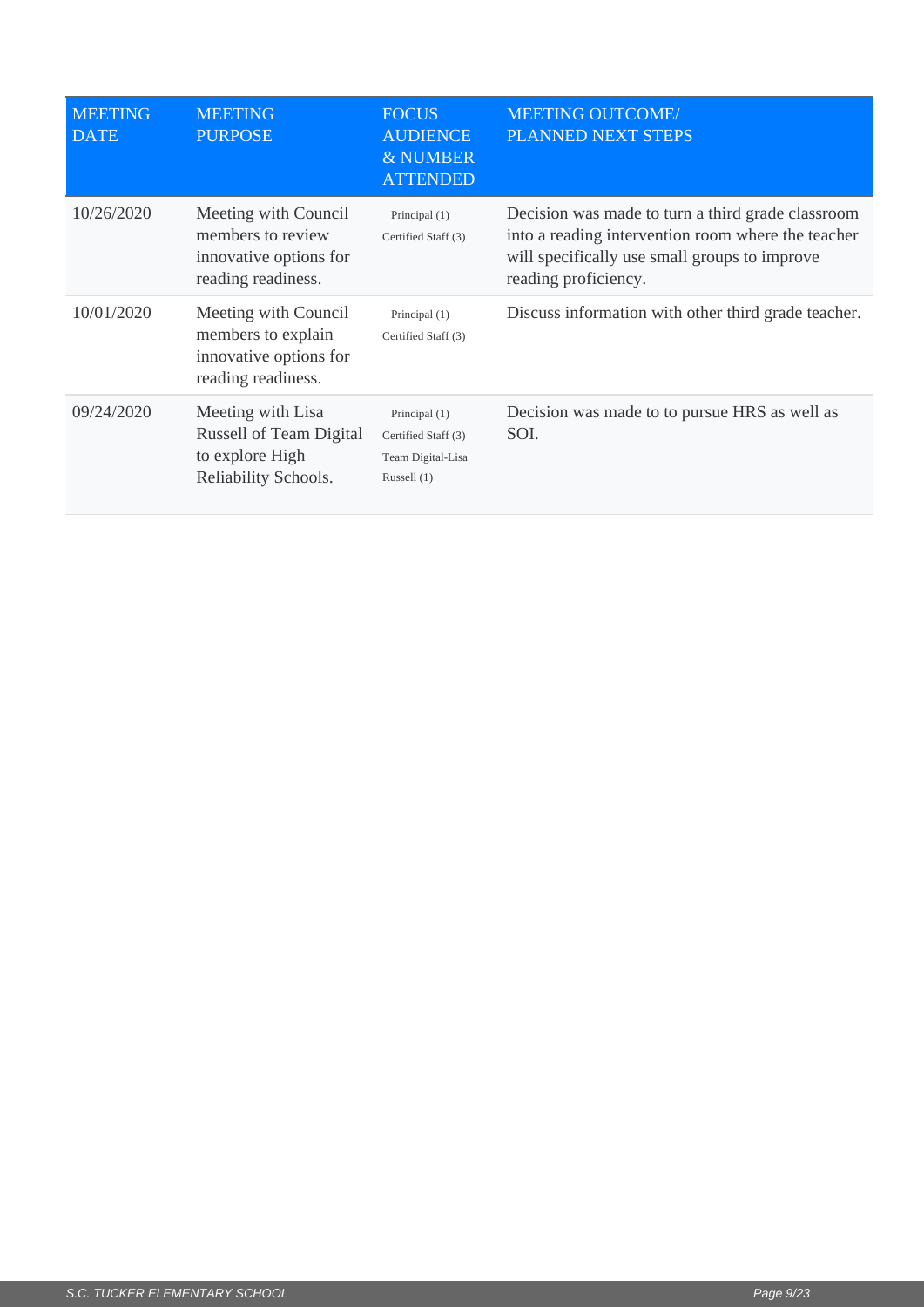| MEETING DATE | MEETING PURPOSE | FOCUS AUDIENCE & NUMBER ATTENDED | MEETING OUTCOME/ PLANNED NEXT STEPS |
|---|---|---|---|
| 10/26/2020 | Meeting with Council members to review innovative options for reading readiness. | Principal (1) Certified Staff (3) | Decision was made to turn a third grade classroom into a reading intervention room where the teacher will specifically use small groups to improve reading proficiency. |
| 10/01/2020 | Meeting with Council members to explain innovative options for reading readiness. | Principal (1) Certified Staff (3) | Discuss information with other third grade teacher. |
| 09/24/2020 | Meeting with Lisa Russell of Team Digital to explore High Reliability Schools. | Principal (1) Certified Staff (3) Team Digital-Lisa Russell (1) | Decision was made to to pursue HRS as well as SOI. |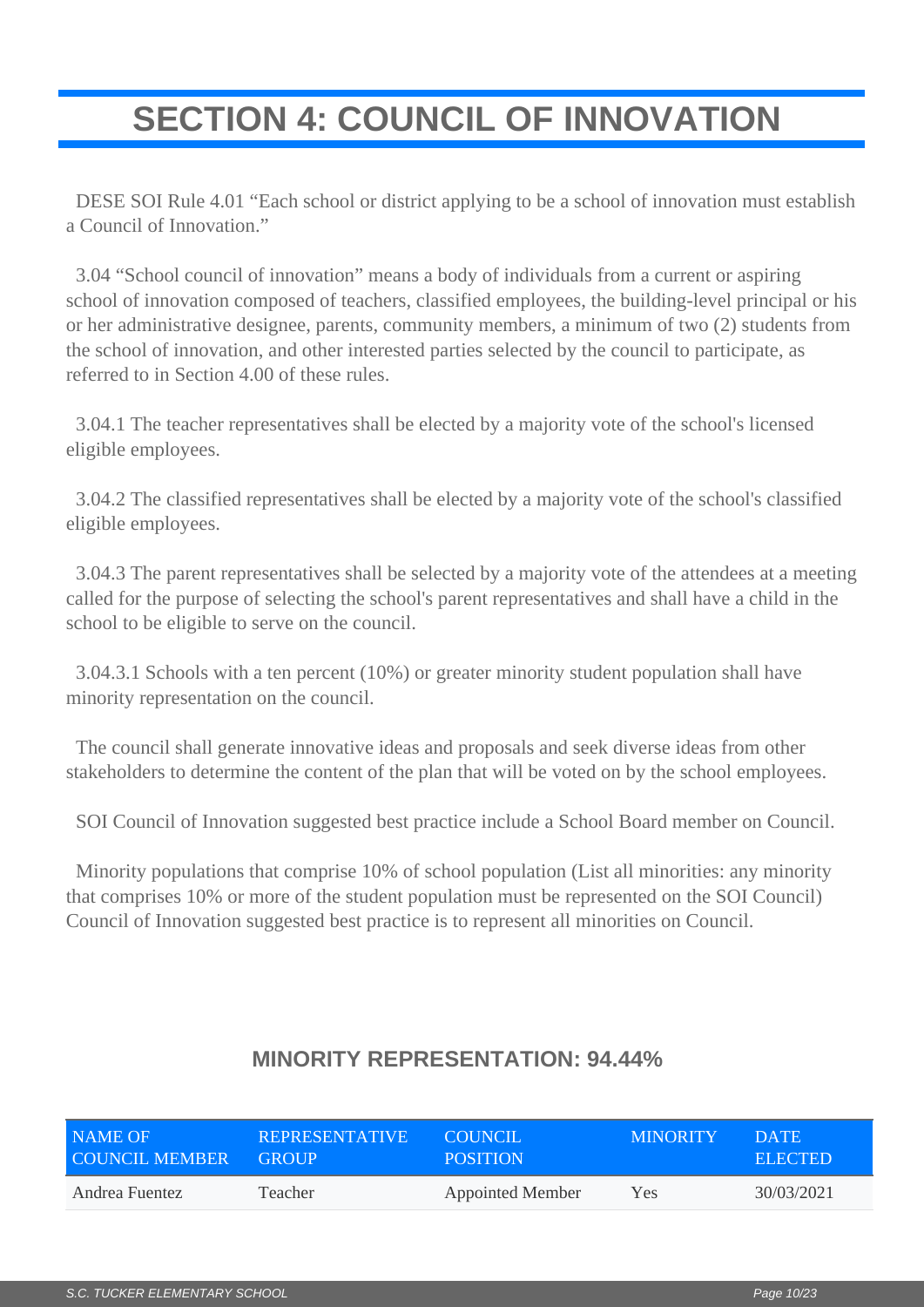# SECTION 4: COUNCIL OF INNOVATION

DESE SOI Rule 4.01 "Each school or district applying to be a school of innovation must establish a Council of Innovation."

3.04 "School council of innovation" means a body of individuals from a current or aspiring school of innovation composed of teachers, classified employees, the building-level principal or his or her administrative designee, parents, community members, a minimum of two (2) students from the school of innovation, and other interested parties selected by the council to participate, as referred to in Section 4.00 of these rules.

3.04.1 The teacher representatives shall be elected by a majority vote of the school's licensed eligible employees.

3.04.2 The classified representatives shall be elected by a majority vote of the school's classified eligible employees.

3.04.3 The parent representatives shall be selected by a majority vote of the attendees at a meeting called for the purpose of selecting the school's parent representatives and shall have a child in the school to be eligible to serve on the council.

3.04.3.1 Schools with a ten percent (10%) or greater minority student population shall have minority representation on the council.

The council shall generate innovative ideas and proposals and seek diverse ideas from other stakeholders to determine the content of the plan that will be voted on by the school employees.

SOI Council of Innovation suggested best practice include a School Board member on Council.

Minority populations that comprise 10% of school population (List all minorities: any minority that comprises 10% or more of the student population must be represented on the SOI Council) Council of Innovation suggested best practice is to represent all minorities on Council.

### MINORITY REPRESENTATION: 94.44%

| NAME OF COUNCIL MEMBER | REPRESENTATIVE GROUP | COUNCIL POSITION | MINORITY | DATE ELECTED |
|---|---|---|---|---|
| Andrea Fuentez | Teacher | Appointed Member | Yes | 30/03/2021 |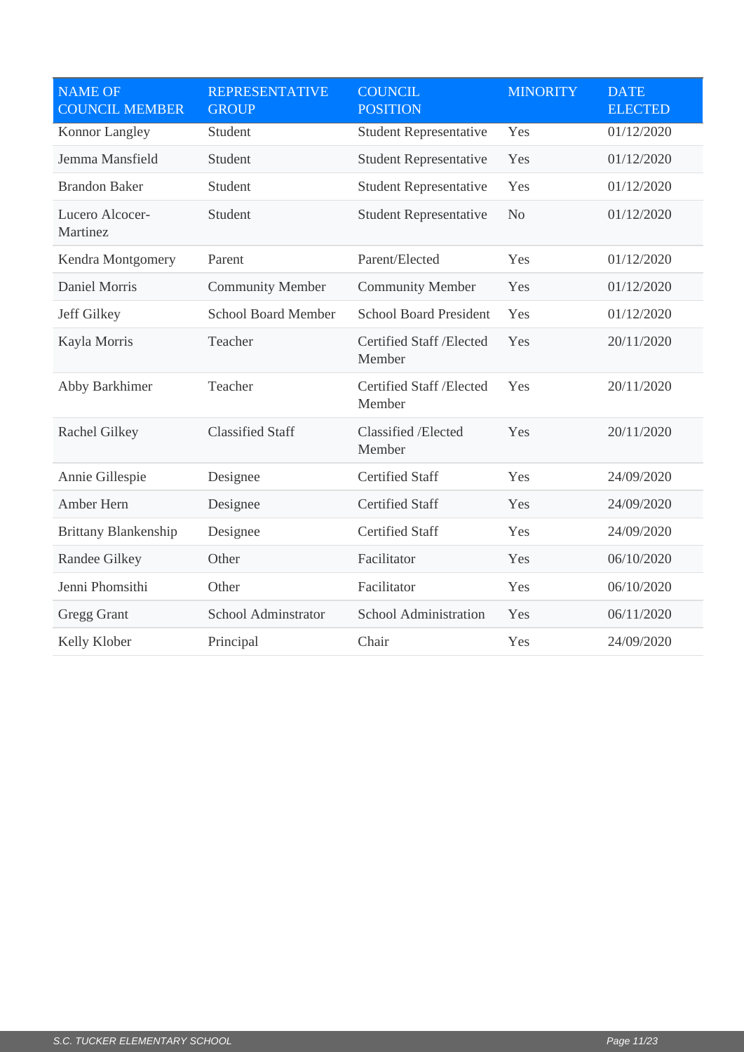| NAME OF COUNCIL MEMBER | REPRESENTATIVE GROUP | COUNCIL POSITION | MINORITY | DATE ELECTED |
|---|---|---|---|---|
| Konnor Langley | Student | Student Representative | Yes | 01/12/2020 |
| Jemma Mansfield | Student | Student Representative | Yes | 01/12/2020 |
| Brandon Baker | Student | Student Representative | Yes | 01/12/2020 |
| Lucero Alcocer-Martinez | Student | Student Representative | No | 01/12/2020 |
| Kendra Montgomery | Parent | Parent/Elected | Yes | 01/12/2020 |
| Daniel Morris | Community Member | Community Member | Yes | 01/12/2020 |
| Jeff Gilkey | School Board Member | School Board President | Yes | 01/12/2020 |
| Kayla Morris | Teacher | Certified Staff /Elected Member | Yes | 20/11/2020 |
| Abby Barkhimer | Teacher | Certified Staff /Elected Member | Yes | 20/11/2020 |
| Rachel Gilkey | Classified Staff | Classified /Elected Member | Yes | 20/11/2020 |
| Annie Gillespie | Designee | Certified Staff | Yes | 24/09/2020 |
| Amber Hern | Designee | Certified Staff | Yes | 24/09/2020 |
| Brittany Blankenship | Designee | Certified Staff | Yes | 24/09/2020 |
| Randee Gilkey | Other | Facilitator | Yes | 06/10/2020 |
| Jenni Phomsithi | Other | Facilitator | Yes | 06/10/2020 |
| Gregg Grant | School Adminstrator | School Administration | Yes | 06/11/2020 |
| Kelly Klober | Principal | Chair | Yes | 24/09/2020 |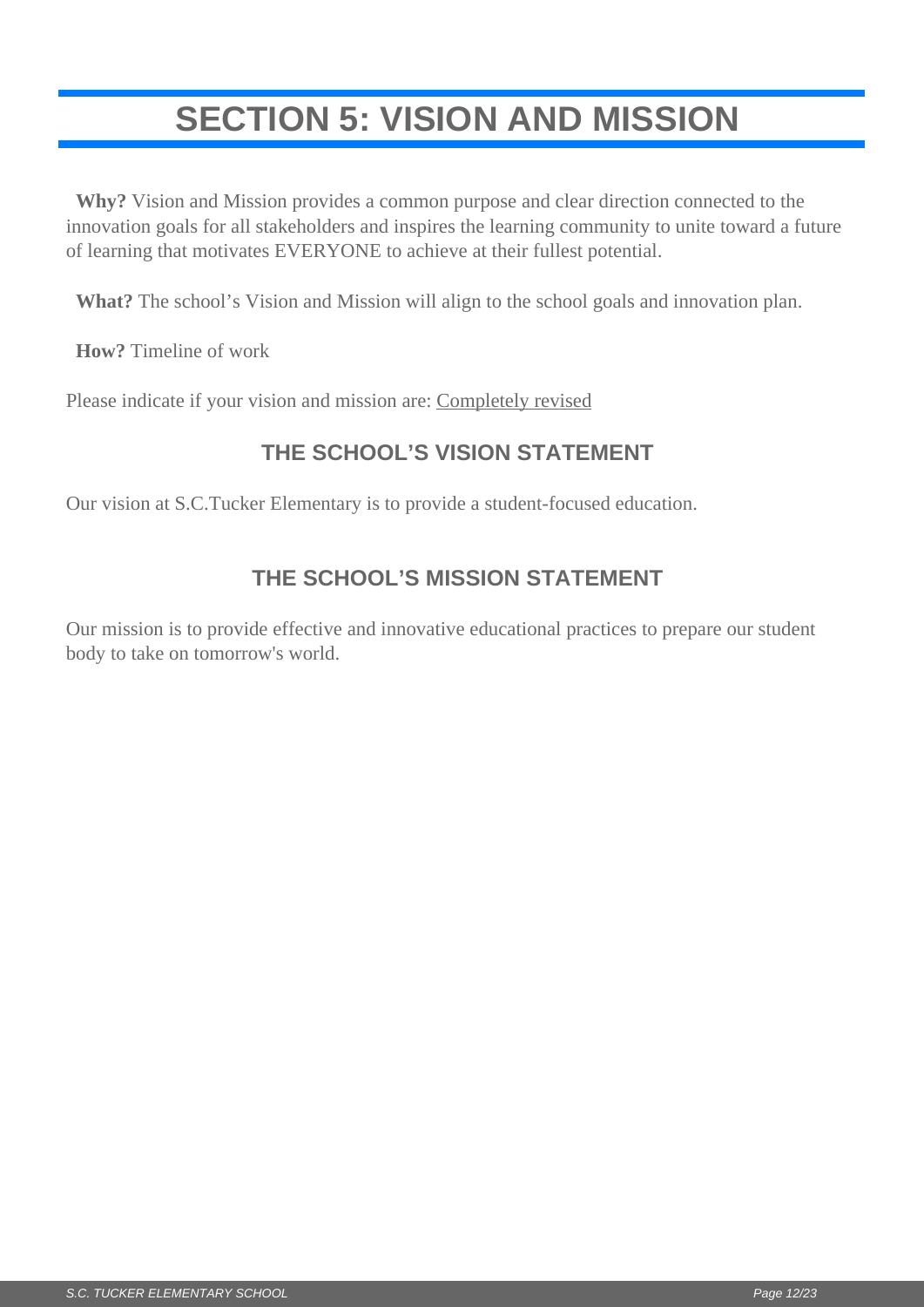# SECTION 5: VISION AND MISSION

**Why?** Vision and Mission provides a common purpose and clear direction connected to the innovation goals for all stakeholders and inspires the learning community to unite toward a future of learning that motivates EVERYONE to achieve at their fullest potential.

**What?** The school's Vision and Mission will align to the school goals and innovation plan.

**How?** Timeline of work

Please indicate if your vision and mission are: Completely revised

### THE SCHOOL'S VISION STATEMENT

Our vision at S.C.Tucker Elementary is to provide a student-focused education.

### THE SCHOOL'S MISSION STATEMENT

Our mission is to provide effective and innovative educational practices to prepare our student body to take on tomorrow's world.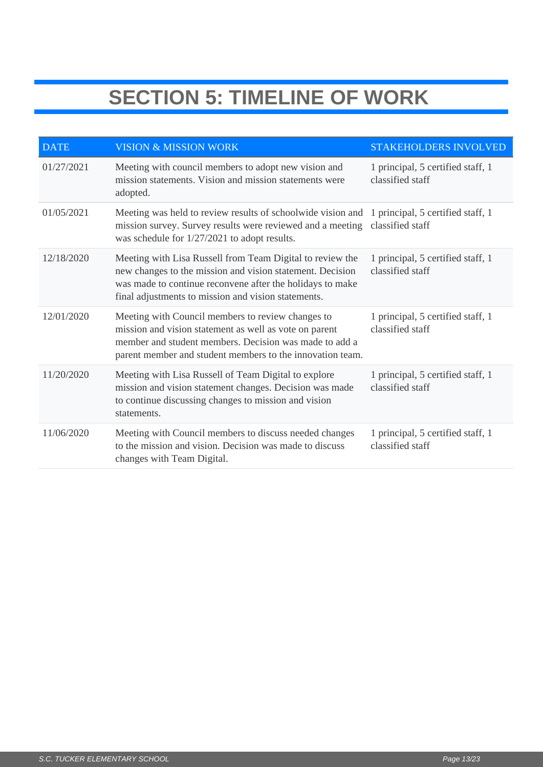# SECTION 5: TIMELINE OF WORK

| DATE | VISION & MISSION WORK | STAKEHOLDERS INVOLVED |
|---|---|---|
| 01/27/2021 | Meeting with council members to adopt new vision and mission statements. Vision and mission statements were adopted. | 1 principal, 5 certified staff, 1 classified staff |
| 01/05/2021 | Meeting was held to review results of schoolwide vision and mission survey. Survey results were reviewed and a meeting was schedule for 1/27/2021 to adopt results. | 1 principal, 5 certified staff, 1 classified staff |
| 12/18/2020 | Meeting with Lisa Russell from Team Digital to review the new changes to the mission and vision statement. Decision was made to continue reconvene after the holidays to make final adjustments to mission and vision statements. | 1 principal, 5 certified staff, 1 classified staff |
| 12/01/2020 | Meeting with Council members to review changes to mission and vision statement as well as vote on parent member and student members. Decision was made to add a parent member and student members to the innovation team. | 1 principal, 5 certified staff, 1 classified staff |
| 11/20/2020 | Meeting with Lisa Russell of Team Digital to explore mission and vision statement changes. Decision was made to continue discussing changes to mission and vision statements. | 1 principal, 5 certified staff, 1 classified staff |
| 11/06/2020 | Meeting with Council members to discuss needed changes to the mission and vision. Decision was made to discuss changes with Team Digital. | 1 principal, 5 certified staff, 1 classified staff |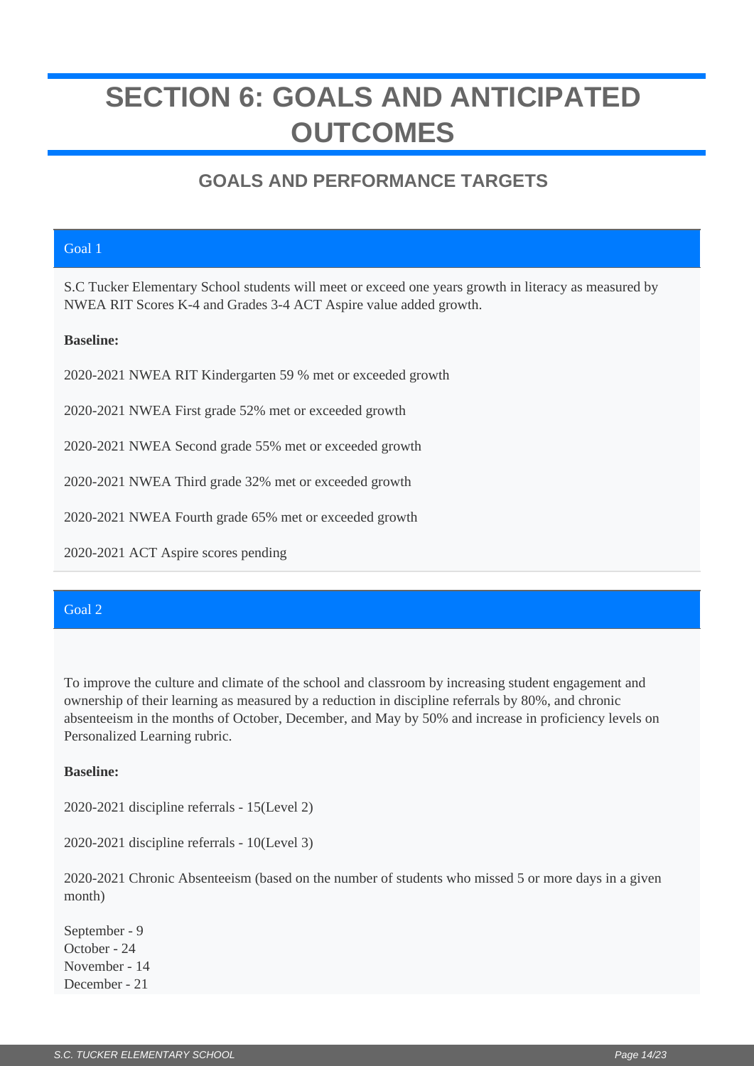# SECTION 6: GOALS AND ANTICIPATED OUTCOMES

## GOALS AND PERFORMANCE TARGETS

### Goal 1

S.C Tucker Elementary School students will meet or exceed one years growth in literacy as measured by NWEA RIT Scores K-4 and Grades 3-4 ACT Aspire value added growth.

**Baseline:**

2020-2021 NWEA RIT Kindergarten 59 % met or exceeded growth

2020-2021 NWEA First grade 52% met or exceeded growth

2020-2021 NWEA Second grade 55% met or exceeded growth

2020-2021 NWEA Third grade 32% met or exceeded growth

2020-2021 NWEA Fourth grade 65% met or exceeded growth

2020-2021 ACT Aspire scores pending

### Goal 2

To improve the culture and climate of the school and classroom by increasing student engagement and ownership of their learning as measured by a reduction in discipline referrals by 80%, and chronic absenteeism in the months of October, December, and May by 50% and increase in proficiency levels on Personalized Learning rubric.

**Baseline:**

2020-2021 discipline referrals - 15(Level 2)

2020-2021 discipline referrals - 10(Level 3)

2020-2021 Chronic Absenteeism (based on the number of students who missed 5 or more days in a given month)

September - 9
October - 24
November - 14
December - 21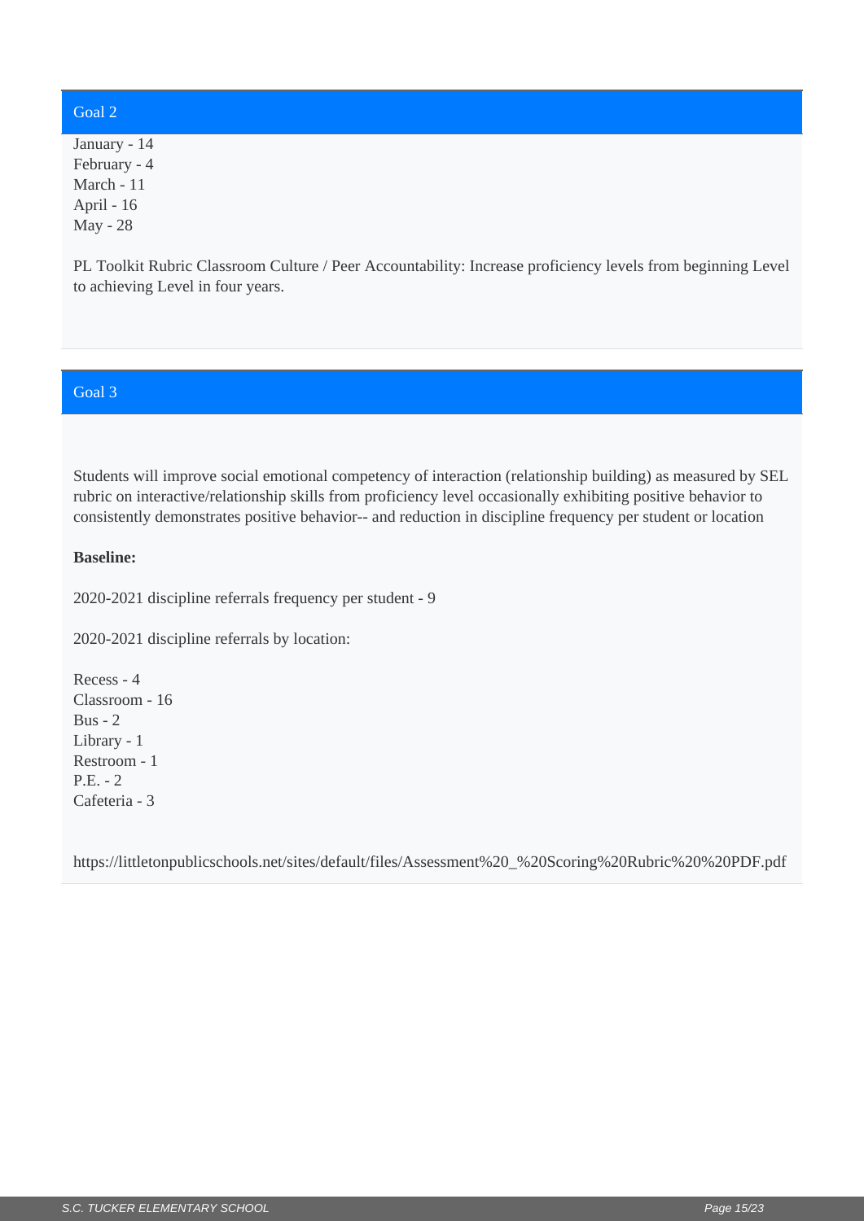## Goal 2

January - 14
February - 4
March - 11
April - 16
May - 28

PL Toolkit Rubric Classroom Culture / Peer Accountability: Increase proficiency levels from beginning Level to achieving Level in four years.

## Goal 3

Students will improve social emotional competency of interaction (relationship building) as measured by SEL rubric on interactive/relationship skills from proficiency level occasionally exhibiting positive behavior to consistently demonstrates positive behavior-- and reduction in discipline frequency per student or location

**Baseline:**

2020-2021 discipline referrals frequency per student - 9

2020-2021 discipline referrals by location:

Recess - 4
Classroom - 16
Bus - 2
Library - 1
Restroom - 1
P.E. - 2
Cafeteria - 3

https://littletonpublicschools.net/sites/default/files/Assessment%20_%20Scoring%20Rubric%20%20PDF.pdf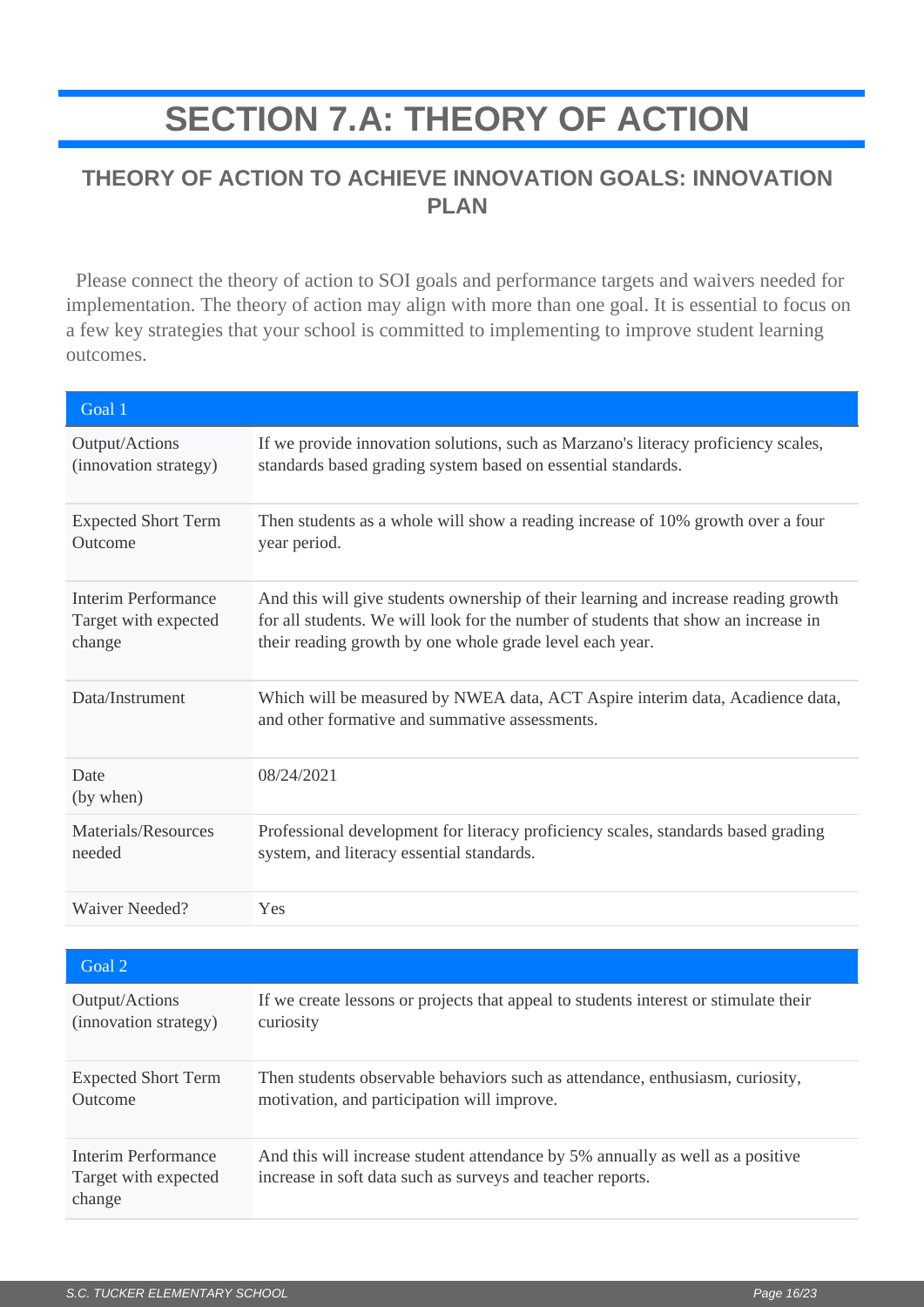# SECTION 7.A: THEORY OF ACTION

## THEORY OF ACTION TO ACHIEVE INNOVATION GOALS: INNOVATION PLAN

Please connect the theory of action to SOI goals and performance targets and waivers needed for implementation. The theory of action may align with more than one goal. It is essential to focus on a few key strategies that your school is committed to implementing to improve student learning outcomes.

| Goal 1 | |
|---|---|
| Output/Actions (innovation strategy) | If we provide innovation solutions, such as Marzano's literacy proficiency scales, standards based grading system based on essential standards. |
| Expected Short Term Outcome | Then students as a whole will show a reading increase of 10% growth over a four year period. |
| Interim Performance Target with expected change | And this will give students ownership of their learning and increase reading growth for all students. We will look for the number of students that show an increase in their reading growth by one whole grade level each year. |
| Data/Instrument | Which will be measured by NWEA data, ACT Aspire interim data, Acadience data, and other formative and summative assessments. |
| Date (by when) | 08/24/2021 |
| Materials/Resources needed | Professional development for literacy proficiency scales, standards based grading system, and literacy essential standards. |
| Waiver Needed? | Yes |

| Goal 2 | |
|---|---|
| Output/Actions (innovation strategy) | If we create lessons or projects that appeal to students interest or stimulate their curiosity |
| Expected Short Term Outcome | Then students observable behaviors such as attendance, enthusiasm, curiosity, motivation, and participation will improve. |
| Interim Performance Target with expected change | And this will increase student attendance by 5% annually as well as a positive increase in soft data such as surveys and teacher reports. |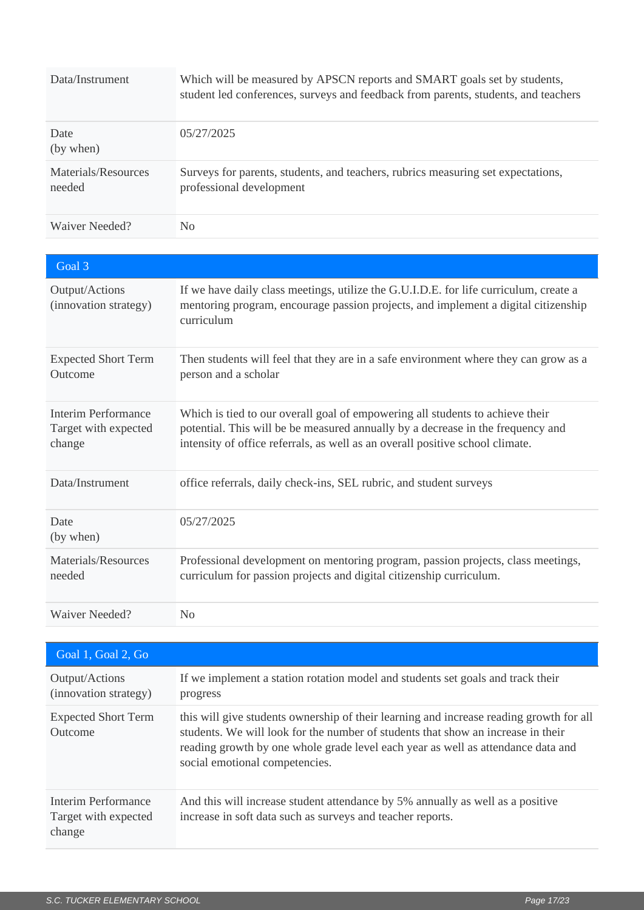| | |
|---|---|
| Data/Instrument | Which will be measured by APSCN reports and SMART goals set by students, student led conferences, surveys and feedback from parents, students, and teachers |
| Date (by when) | 05/27/2025 |
| Materials/Resources needed | Surveys for parents, students, and teachers, rubrics measuring set expectations, professional development |
| Waiver Needed? | No |

| Goal 3 | |
|---|---|
| Output/Actions (innovation strategy) | If we have daily class meetings, utilize the G.U.I.D.E. for life curriculum, create a mentoring program, encourage passion projects, and implement a digital citizenship curriculum |
| Expected Short Term Outcome | Then students will feel that they are in a safe environment where they can grow as a person and a scholar |
| Interim Performance Target with expected change | Which is tied to our overall goal of empowering all students to achieve their potential. This will be measured annually by a decrease in the frequency and intensity of office referrals, as well as an overall positive school climate. |
| Data/Instrument | office referrals, daily check-ins, SEL rubric, and student surveys |
| Date (by when) | 05/27/2025 |
| Materials/Resources needed | Professional development on mentoring program, passion projects, class meetings, curriculum for passion projects and digital citizenship curriculum. |
| Waiver Needed? | No |

| Goal 1, Goal 2, Go | |
|---|---|
| Output/Actions (innovation strategy) | If we implement a station rotation model and students set goals and track their progress |
| Expected Short Term Outcome | this will give students ownership of their learning and increase reading growth for all students. We will look for the number of students that show an increase in their reading growth by one whole grade level each year as well as attendance data and social emotional competencies. |
| Interim Performance Target with expected change | And this will increase student attendance by 5% annually as well as a positive increase in soft data such as surveys and teacher reports. |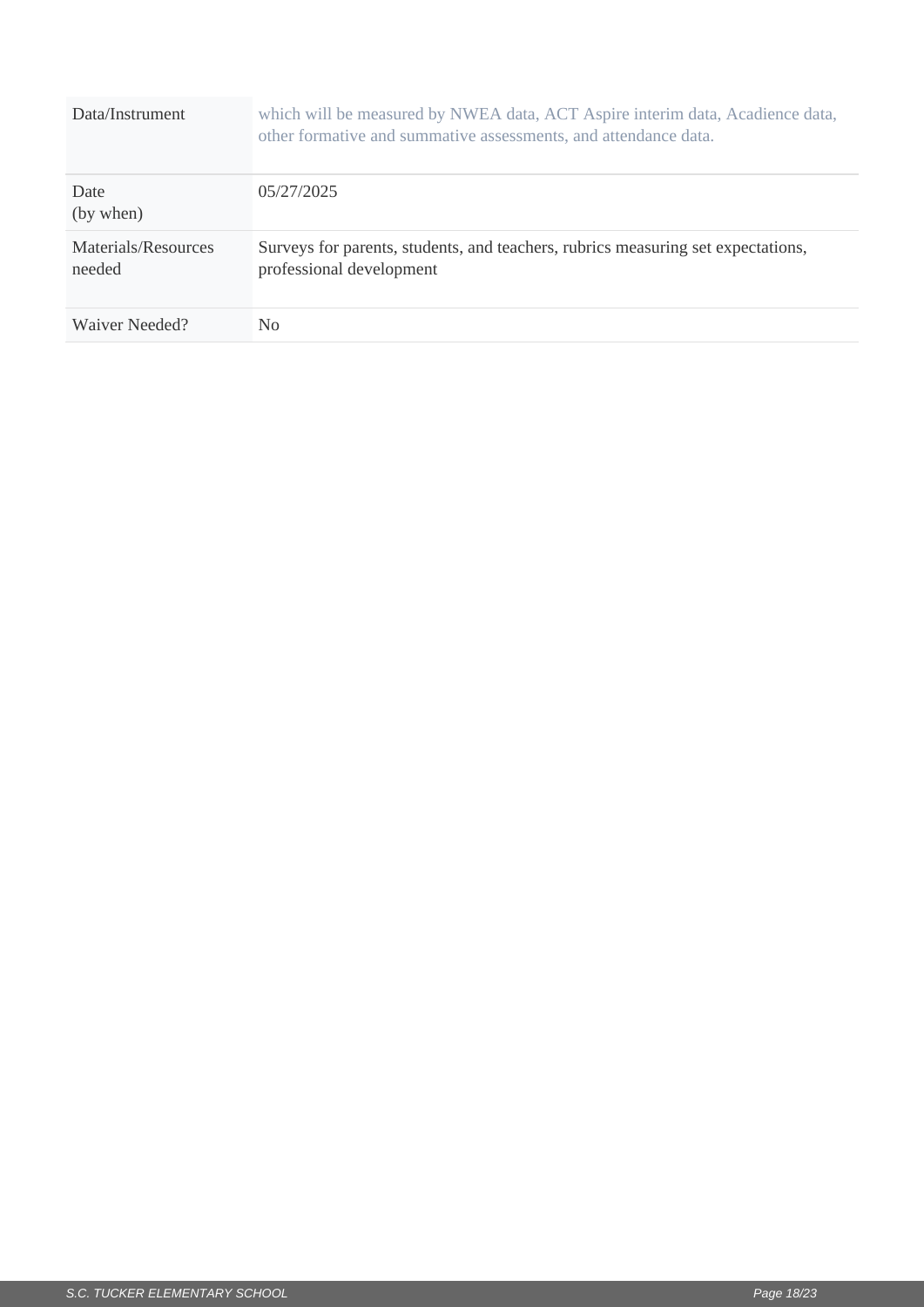| Data/Instrument | which will be measured by NWEA data, ACT Aspire interim data, Acadience data, other formative and summative assessments, and attendance data. |
| --- | --- |
| Date (by when) | 05/27/2025 |
| Materials/Resources needed | Surveys for parents, students, and teachers, rubrics measuring set expectations, professional development |
| Waiver Needed? | No |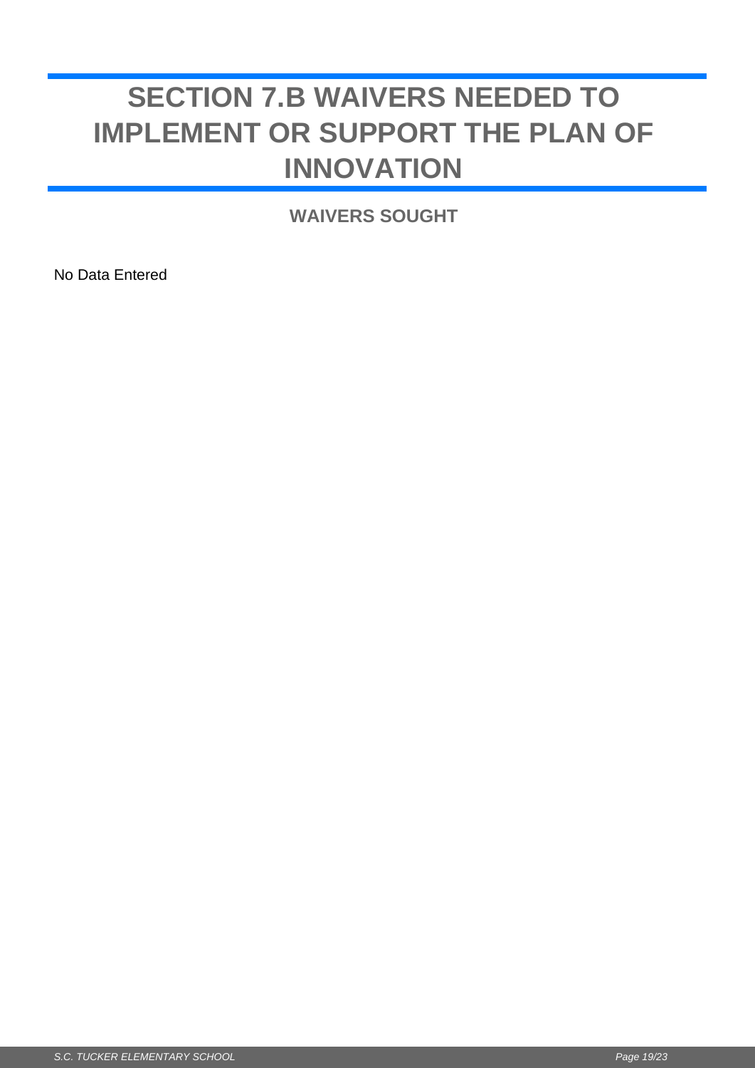# SECTION 7.B WAIVERS NEEDED TO IMPLEMENT OR SUPPORT THE PLAN OF INNOVATION

### WAIVERS SOUGHT

No Data Entered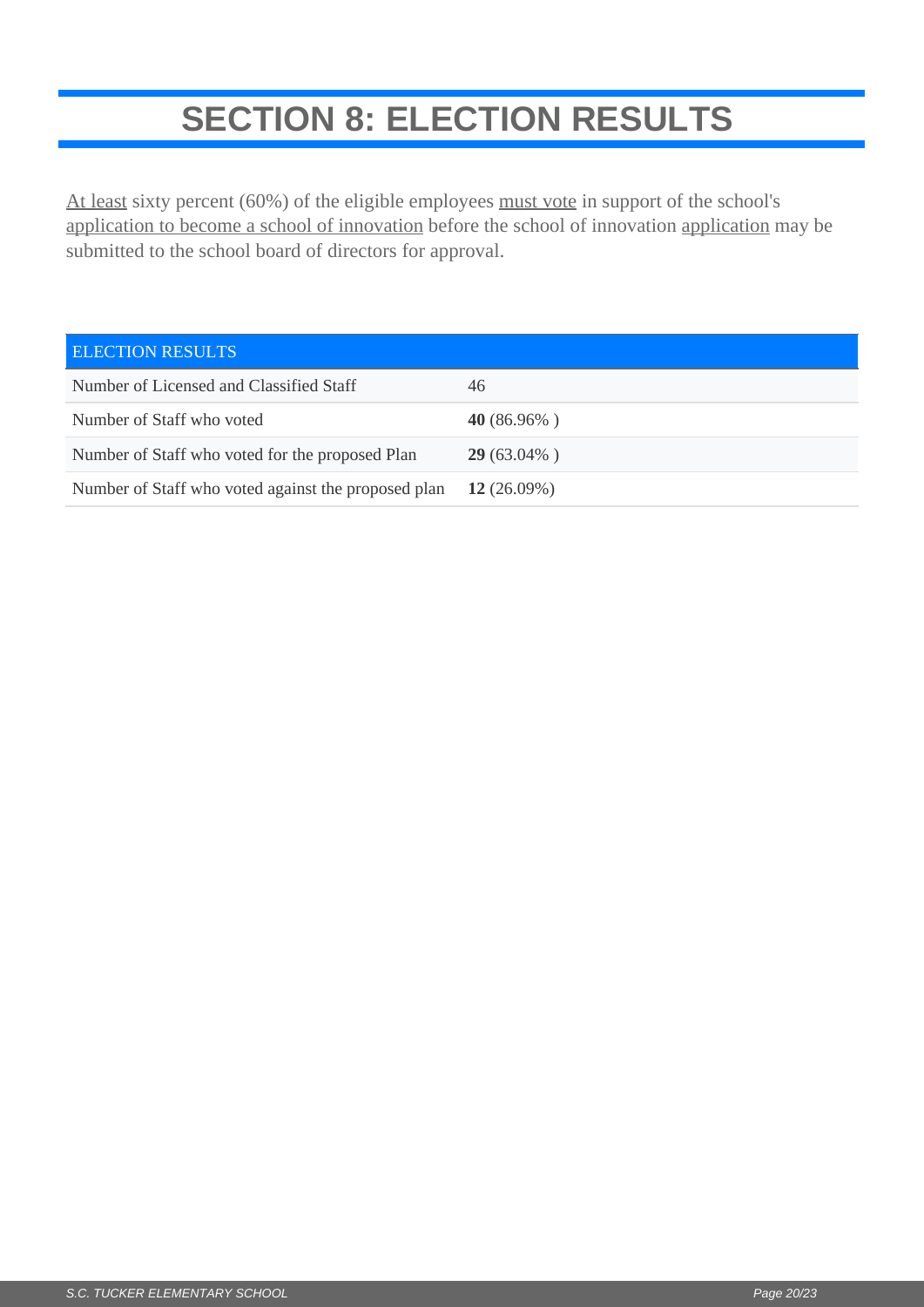# SECTION 8: ELECTION RESULTS

At least sixty percent (60%) of the eligible employees must vote in support of the school's application to become a school of innovation before the school of innovation application may be submitted to the school board of directors for approval.

| ELECTION RESULTS | |
| --- | --- |
| Number of Licensed and Classified Staff | 46 |
| Number of Staff who voted | **40** (86.96% ) |
| Number of Staff who voted for the proposed Plan | **29** (63.04% ) |
| Number of Staff who voted against the proposed plan | **12** (26.09%) |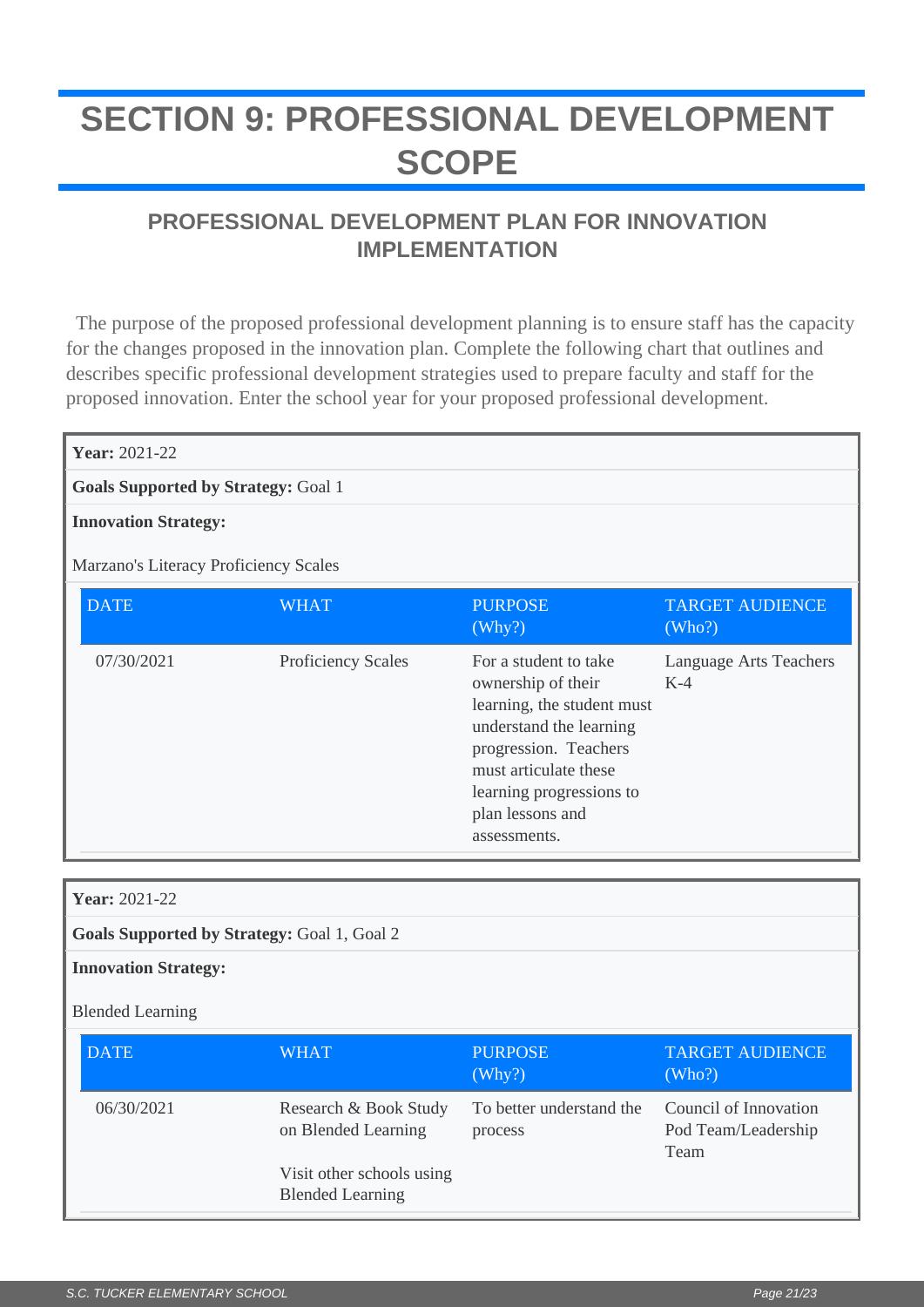# SECTION 9: PROFESSIONAL DEVELOPMENT SCOPE

## PROFESSIONAL DEVELOPMENT PLAN FOR INNOVATION IMPLEMENTATION

The purpose of the proposed professional development planning is to ensure staff has the capacity for the changes proposed in the innovation plan. Complete the following chart that outlines and describes specific professional development strategies used to prepare faculty and staff for the proposed innovation. Enter the school year for your proposed professional development.

**Year:** 2021-22

**Goals Supported by Strategy:** Goal 1

**Innovation Strategy:**

Marzano's Literacy Proficiency Scales

| DATE | WHAT | PURPOSE (Why?) | TARGET AUDIENCE (Who?) |
|---|---|---|---|
| 07/30/2021 | Proficiency Scales | For a student to take ownership of their learning, the student must understand the learning progression. Teachers must articulate these learning progressions to plan lessons and assessments. | Language Arts Teachers K-4 |

**Year:** 2021-22

**Goals Supported by Strategy:** Goal 1, Goal 2

**Innovation Strategy:**

Blended Learning

| DATE | WHAT | PURPOSE (Why?) | TARGET AUDIENCE (Who?) |
|---|---|---|---|
| 06/30/2021 | Research & Book Study on Blended Learning<br><br>Visit other schools using Blended Learning | To better understand the process | Council of Innovation Pod Team/Leadership Team |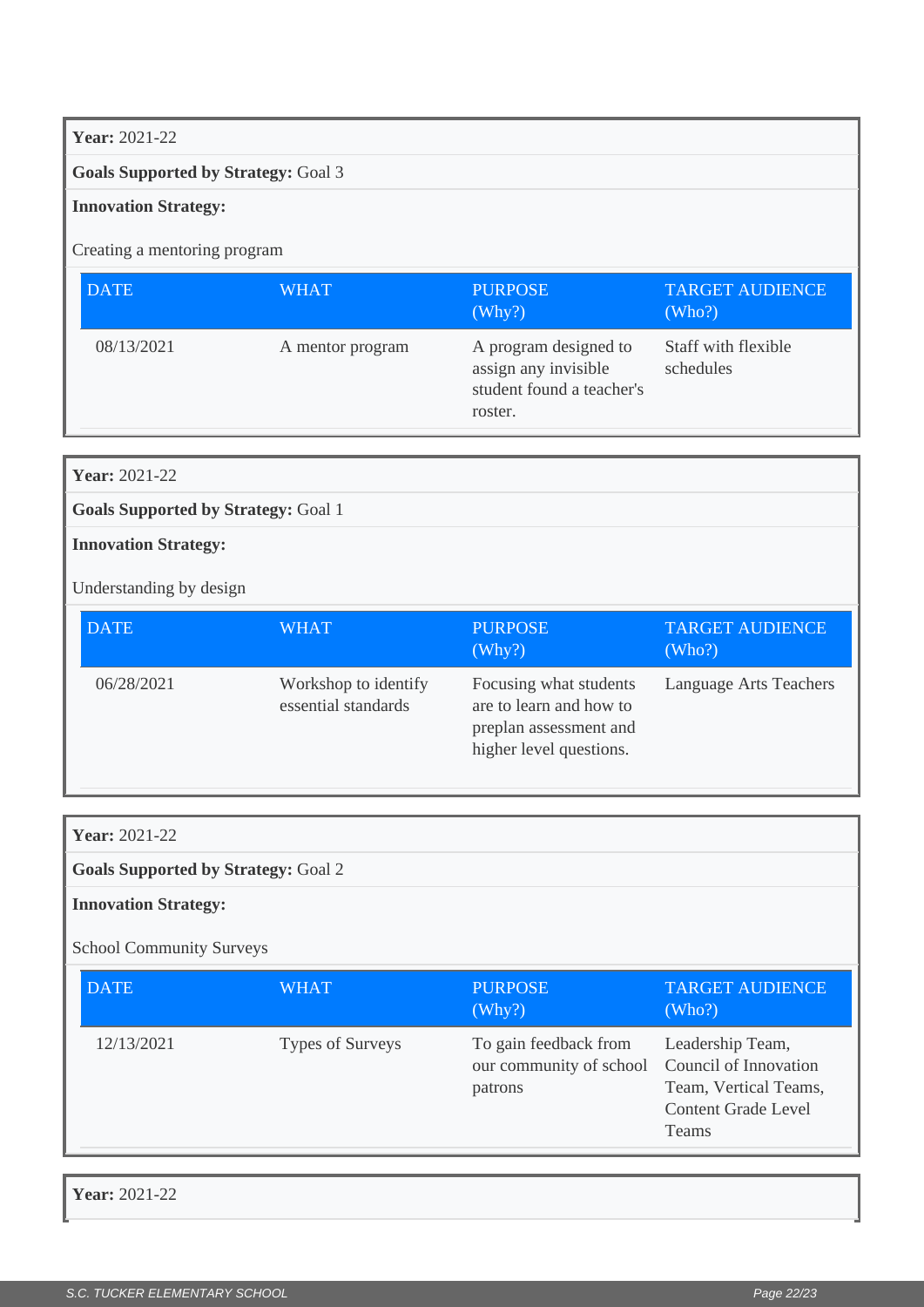**Year:** 2021-22

**Goals Supported by Strategy:** Goal 3

**Innovation Strategy:**

Creating a mentoring program

| DATE | WHAT | PURPOSE (Why?) | TARGET AUDIENCE (Who?) |
|---|---|---|---|
| 08/13/2021 | A mentor program | A program designed to assign any invisible student found a teacher's roster. | Staff with flexible schedules |

**Year:** 2021-22

**Goals Supported by Strategy:** Goal 1

**Innovation Strategy:**

Understanding by design

| DATE | WHAT | PURPOSE (Why?) | TARGET AUDIENCE (Who?) |
|---|---|---|---|
| 06/28/2021 | Workshop to identify essential standards | Focusing what students are to learn and how to preplan assessment and higher level questions. | Language Arts Teachers |

**Year:** 2021-22

**Goals Supported by Strategy:** Goal 2

**Innovation Strategy:**

School Community Surveys

| DATE | WHAT | PURPOSE (Why?) | TARGET AUDIENCE (Who?) |
|---|---|---|---|
| 12/13/2021 | Types of Surveys | To gain feedback from our community of school patrons | Leadership Team, Council of Innovation Team, Vertical Teams, Content Grade Level Teams |

**Year:** 2021-22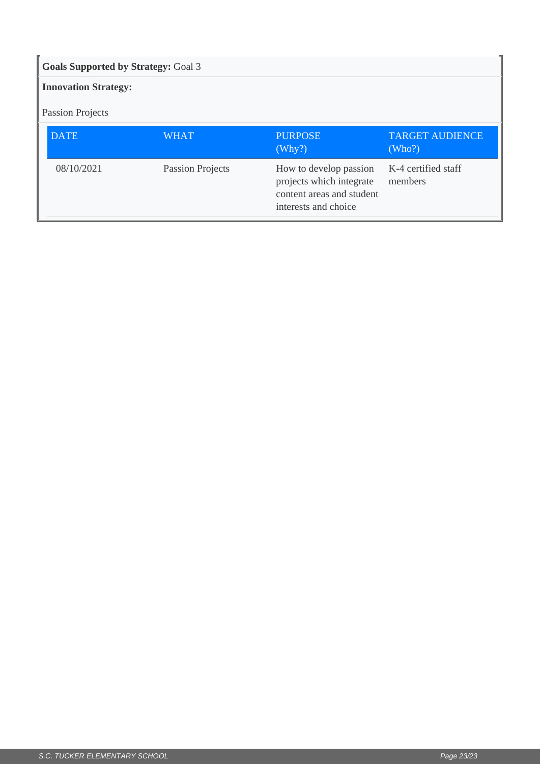**Goals Supported by Strategy:** Goal 3

**Innovation Strategy:**

Passion Projects

| DATE | WHAT | PURPOSE (Why?) | TARGET AUDIENCE (Who?) |
|---|---|---|---|
| 08/10/2021 | Passion Projects | How to develop passion projects which integrate content areas and student interests and choice | K-4 certified staff members |